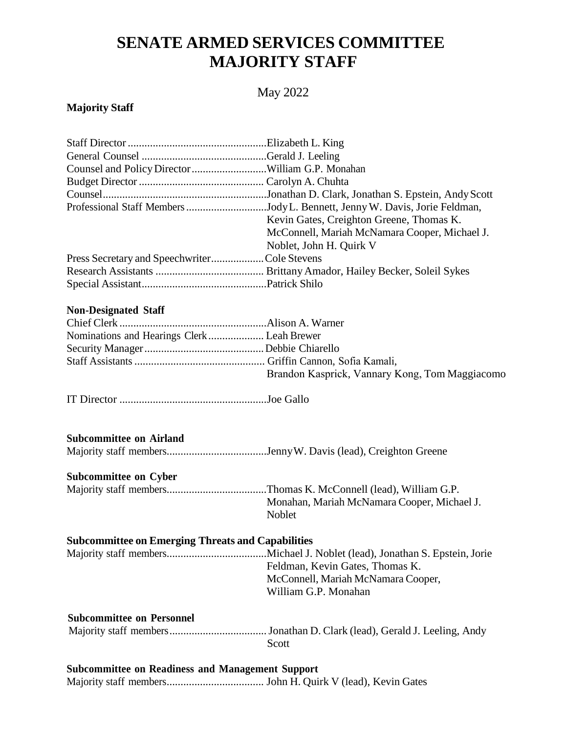# SENATE ARMED SERVICES COMMITTEE
# MAJORITY STAFF

May 2022

**Majority Staff**

Staff Director .................................................Elizabeth L. King
General Counsel ............................................Gerald J. Leeling
Counsel and Policy Director...........................William G.P. Monahan
Budget Director ............................................ Carolyn A. Chuhta
Counsel..........................................................Jonathan D. Clark, Jonathan S. Epstein, Andy Scott
Professional Staff Members.............................Jody L. Bennett, Jenny W. Davis, Jorie Feldman, Kevin Gates, Creighton Greene, Thomas K. McConnell, Mariah McNamara Cooper, Michael J. Noblet, John H. Quirk V
Press Secretary and Speechwriter...................Cole Stevens
Research Assistants ....................................... Brittany Amador, Hailey Becker, Soleil Sykes
Special Assistant............................................Patrick Shilo

**Non-Designated Staff**

Chief Clerk ....................................................Alison A. Warner
Nominations and Hearings Clerk.................... Leah Brewer
Security Manager...........................................Debbie Chiarello
Staff Assistants .............................................. Griffin Cannon, Sofia Kamali, Brandon Kasprick, Vannary Kong, Tom Maggiacomo

IT Director ....................................................Joe Gallo

**Subcommittee on Airland**

Majority staff members....................................Jenny W. Davis (lead), Creighton Greene

**Subcommittee on Cyber**

Majority staff members....................................Thomas K. McConnell (lead), William G.P. Monahan, Mariah McNamara Cooper, Michael J. Noblet

**Subcommittee on Emerging Threats and Capabilities**

Majority staff members....................................Michael J. Noblet (lead), Jonathan S. Epstein, Jorie Feldman, Kevin Gates, Thomas K. McConnell, Mariah McNamara Cooper, William G.P. Monahan

**Subcommittee on Personnel**

Majority staff members................................... Jonathan D. Clark (lead), Gerald J. Leeling, Andy Scott

**Subcommittee on Readiness and Management Support**

Majority staff members................................... John H. Quirk V (lead), Kevin Gates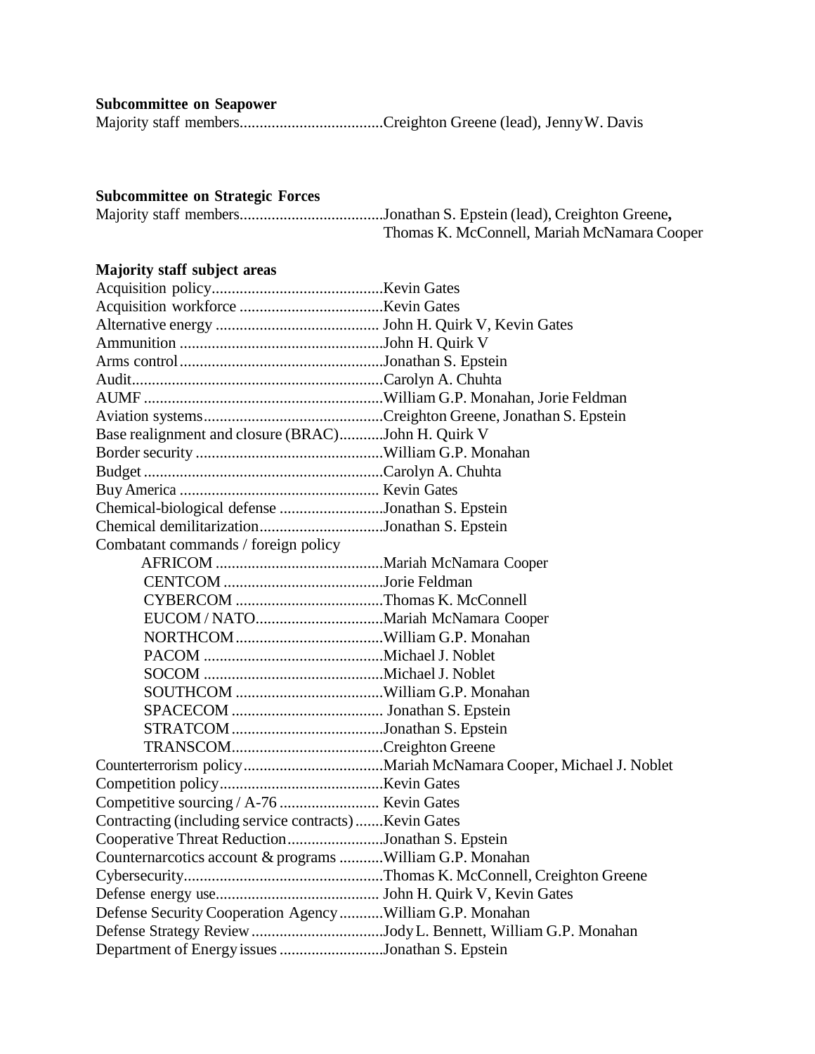**Subcommittee on Seapower**

Majority staff members....................................Creighton Greene (lead), Jenny W. Davis

**Subcommittee on Strategic Forces**

Majority staff members....................................Jonathan S. Epstein (lead), Creighton Greene, Thomas K. McConnell, Mariah McNamara Cooper

**Majority staff subject areas**

Acquisition policy...........................................Kevin Gates
Acquisition workforce ....................................Kevin Gates
Alternative energy ......................................... John H. Quirk V, Kevin Gates
Ammunition ...................................................John H. Quirk V
Arms control...................................................Jonathan S. Epstein
Audit...............................................................Carolyn A. Chuhta
AUMF ............................................................William G.P. Monahan, Jorie Feldman
Aviation systems.............................................Creighton Greene, Jonathan S. Epstein
Base realignment and closure (BRAC)...........John H. Quirk V
Border security ...............................................William G.P. Monahan
Budget ............................................................Carolyn A. Chuhta
Buy America .................................................. Kevin Gates
Chemical-biological defense ..........................Jonathan S. Epstein
Chemical demilitarization...............................Jonathan S. Epstein
Combatant commands / foreign policy
- AFRICOM ..........................................Mariah McNamara Cooper
- CENTCOM ........................................Jorie Feldman
- CYBERCOM .....................................Thomas K. McConnell
- EUCOM / NATO................................Mariah McNamara Cooper
- NORTHCOM.....................................William G.P. Monahan
- PACOM .............................................Michael J. Noblet
- SOCOM .............................................Michael J. Noblet
- SOUTHCOM .....................................William G.P. Monahan
- SPACECOM ...................................... Jonathan S. Epstein
- STRATCOM ......................................Jonathan S. Epstein
- TRANSCOM......................................Creighton Greene

Counterterrorism policy...................................Mariah McNamara Cooper, Michael J. Noblet
Competition policy..........................................Kevin Gates
Competitive sourcing / A-76 ......................... Kevin Gates
Contracting (including service contracts).......Kevin Gates
Cooperative Threat Reduction........................Jonathan S. Epstein
Counternarcotics account & programs ...........William G.P. Monahan
Cybersecurity..................................................Thomas K. McConnell, Creighton Greene
Defense energy use......................................... John H. Quirk V, Kevin Gates
Defense Security Cooperation Agency...........William G.P. Monahan
Defense Strategy Review .................................Jody L. Bennett, William G.P. Monahan
Department of Energy issues ..........................Jonathan S. Epstein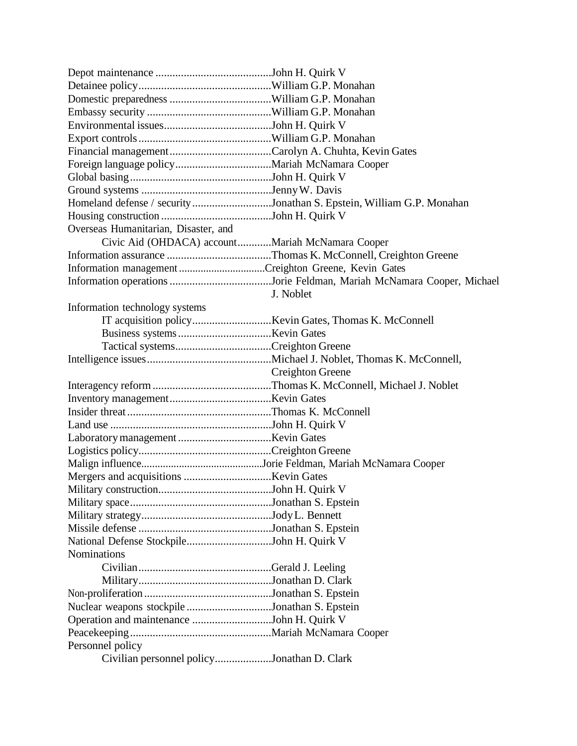Depot maintenance ........................................John H. Quirk V
Detainee policy..............................................William G.P. Monahan
Domestic preparedness ...................................William G.P. Monahan
Embassy security ...........................................William G.P. Monahan
Environmental issues......................................John H. Quirk V
Export controls...............................................William G.P. Monahan
Financial management...................................Carolyn A. Chuhta, Kevin Gates
Foreign language policy.................................Mariah McNamara Cooper
Global basing..................................................John H. Quirk V
Ground systems .............................................Jenny W. Davis
Homeland defense / security...........................Jonathan S. Epstein, William G.P. Monahan
Housing construction .......................................John H. Quirk V
Overseas Humanitarian, Disaster, and
    Civic Aid (OHDACA) account............Mariah McNamara Cooper
Information assurance ....................................Thomas K. McConnell, Creighton Greene
Information management ..............................Creighton Greene, Kevin Gates
Information operations ...................................Jorie Feldman, Mariah McNamara Cooper, Michael J. Noblet
Information technology systems
    IT acquisition policy............................Kevin Gates, Thomas K. McConnell
    Business systems ................................Kevin Gates
    Tactical systems..................................Creighton Greene
Intelligence issues...........................................Michael J. Noblet, Thomas K. McConnell, Creighton Greene
Interagency reform .........................................Thomas K. McConnell, Michael J. Noblet
Inventory management...................................Kevin Gates
Insider threat ..................................................Thomas K. McConnell
Land use .........................................................John H. Quirk V
Laboratory management ................................Kevin Gates
Logistics policy..............................................Creighton Greene
Malign influence............................................Jorie Feldman, Mariah McNamara Cooper
Mergers and acquisitions ...............................Kevin Gates
Military construction.......................................John H. Quirk V
Military space.................................................Jonathan S. Epstein
Military strategy..............................................Jody L. Bennett
Missile defense ...............................................Jonathan S. Epstein
National Defense Stockpile.............................John H. Quirk V
Nominations
    Civilian ..............................................Gerald J. Leeling
    Military..............................................Jonathan D. Clark
Non-proliferation ............................................Jonathan S. Epstein
Nuclear weapons stockpile .............................Jonathan S. Epstein
Operation and maintenance ............................John H. Quirk V
Peacekeeping..................................................Mariah McNamara Cooper
Personnel policy
    Civilian personnel policy...................Jonathan D. Clark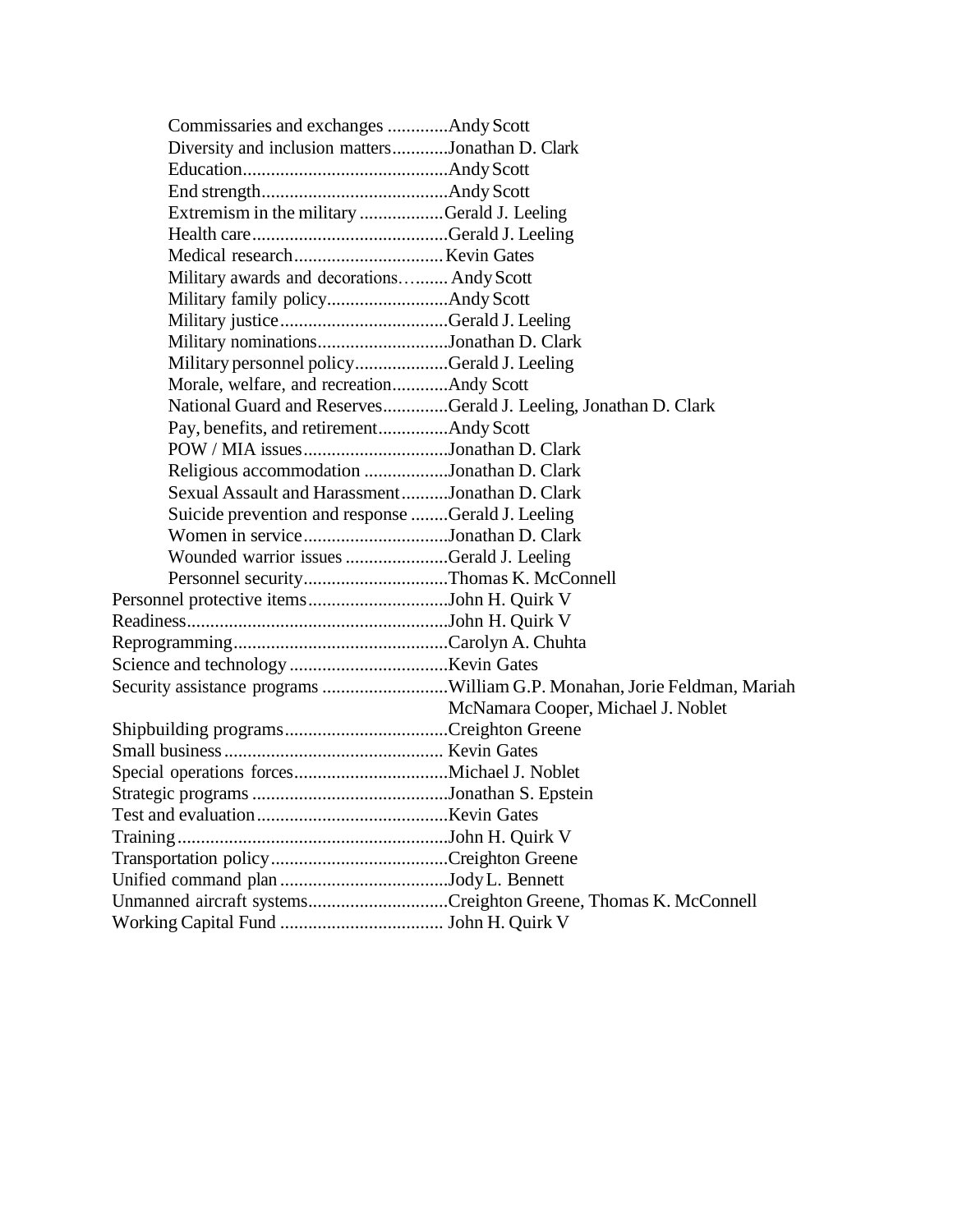- Commissaries and exchanges .............Andy Scott
- Diversity and inclusion matters............Jonathan D. Clark
- Education............................................Andy Scott
- End strength........................................Andy Scott
- Extremism in the military ..................Gerald J. Leeling
- Health care..........................................Gerald J. Leeling
- Medical research................................Kevin Gates
- Military awards and decorations…....... Andy Scott
- Military family policy..........................Andy Scott
- Military justice....................................Gerald J. Leeling
- Military nominations............................Jonathan D. Clark
- Military personnel policy....................Gerald J. Leeling
- Morale, welfare, and recreation............Andy Scott
- National Guard and Reserves..............Gerald J. Leeling, Jonathan D. Clark
- Pay, benefits, and retirement...............Andy Scott
- POW / MIA issues...............................Jonathan D. Clark
- Religious accommodation ..................Jonathan D. Clark
- Sexual Assault and Harassment..........Jonathan D. Clark
- Suicide prevention and response ........Gerald J. Leeling
- Women in service...............................Jonathan D. Clark
- Wounded warrior issues ......................Gerald J. Leeling
- Personnel security...............................Thomas K. McConnell

Personnel protective items..............................John H. Quirk V
Readiness........................................................John H. Quirk V
Reprogramming..............................................Carolyn A. Chuhta
Science and technology ..................................Kevin Gates
Security assistance programs ...........................William G.P. Monahan, Jorie Feldman, Mariah McNamara Cooper, Michael J. Noblet
Shipbuilding programs...................................Creighton Greene
Small business............................................... Kevin Gates
Special operations forces.................................Michael J. Noblet
Strategic programs ..........................................Jonathan S. Epstein
Test and evaluation.........................................Kevin Gates
Training..........................................................John H. Quirk V
Transportation policy......................................Creighton Greene
Unified command plan ....................................Jody L. Bennett
Unmanned aircraft systems..............................Creighton Greene, Thomas K. McConnell
Working Capital Fund ................................... John H. Quirk V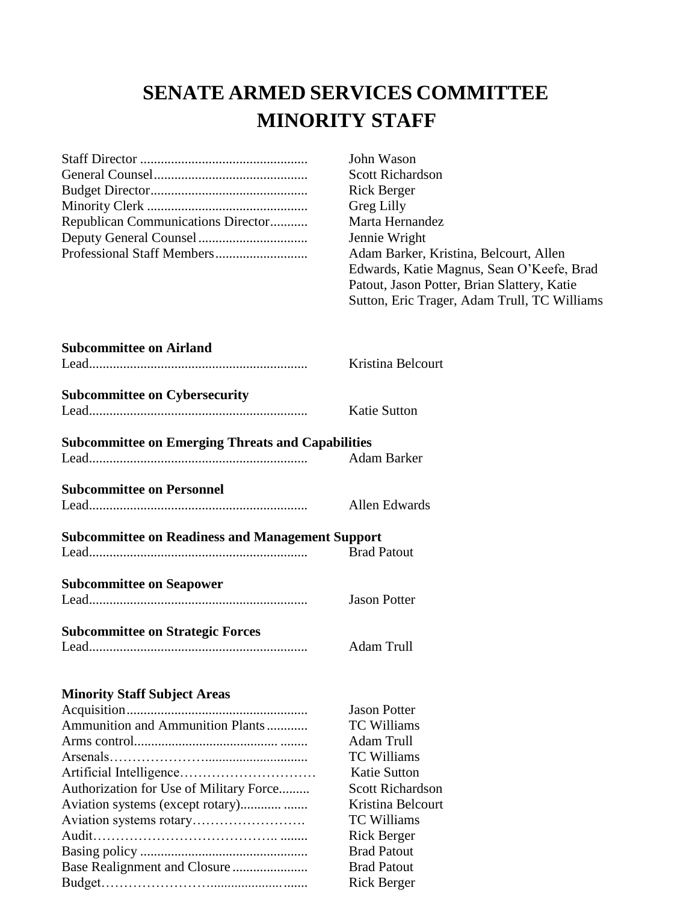# SENATE ARMED SERVICES COMMITTEE
# MINORITY STAFF

| | |
|---|---|
| Staff Director | John Wason |
| General Counsel | Scott Richardson |
| Budget Director | Rick Berger |
| Minority Clerk | Greg Lilly |
| Republican Communications Director | Marta Hernandez |
| Deputy General Counsel | Jennie Wright |
| Professional Staff Members | Adam Barker, Kristina, Belcourt, Allen Edwards, Katie Magnus, Sean O'Keefe, Brad Patout, Jason Potter, Brian Slattery, Katie Sutton, Eric Trager, Adam Trull, TC Williams |

**Subcommittee on Airland**
Lead — Kristina Belcourt

**Subcommittee on Cybersecurity**
Lead — Katie Sutton

**Subcommittee on Emerging Threats and Capabilities**
Lead — Adam Barker

**Subcommittee on Personnel**
Lead — Allen Edwards

**Subcommittee on Readiness and Management Support**
Lead — Brad Patout

**Subcommittee on Seapower**
Lead — Jason Potter

**Subcommittee on Strategic Forces**
Lead — Adam Trull

**Minority Staff Subject Areas**

| | |
|---|---|
| Acquisition | Jason Potter |
| Ammunition and Ammunition Plants | TC Williams |
| Arms control | Adam Trull |
| Arsenals | TC Williams |
| Artificial Intelligence | Katie Sutton |
| Authorization for Use of Military Force | Scott Richardson |
| Aviation systems (except rotary) | Kristina Belcourt |
| Aviation systems rotary | TC Williams |
| Audit | Rick Berger |
| Basing policy | Brad Patout |
| Base Realignment and Closure | Brad Patout |
| Budget | Rick Berger |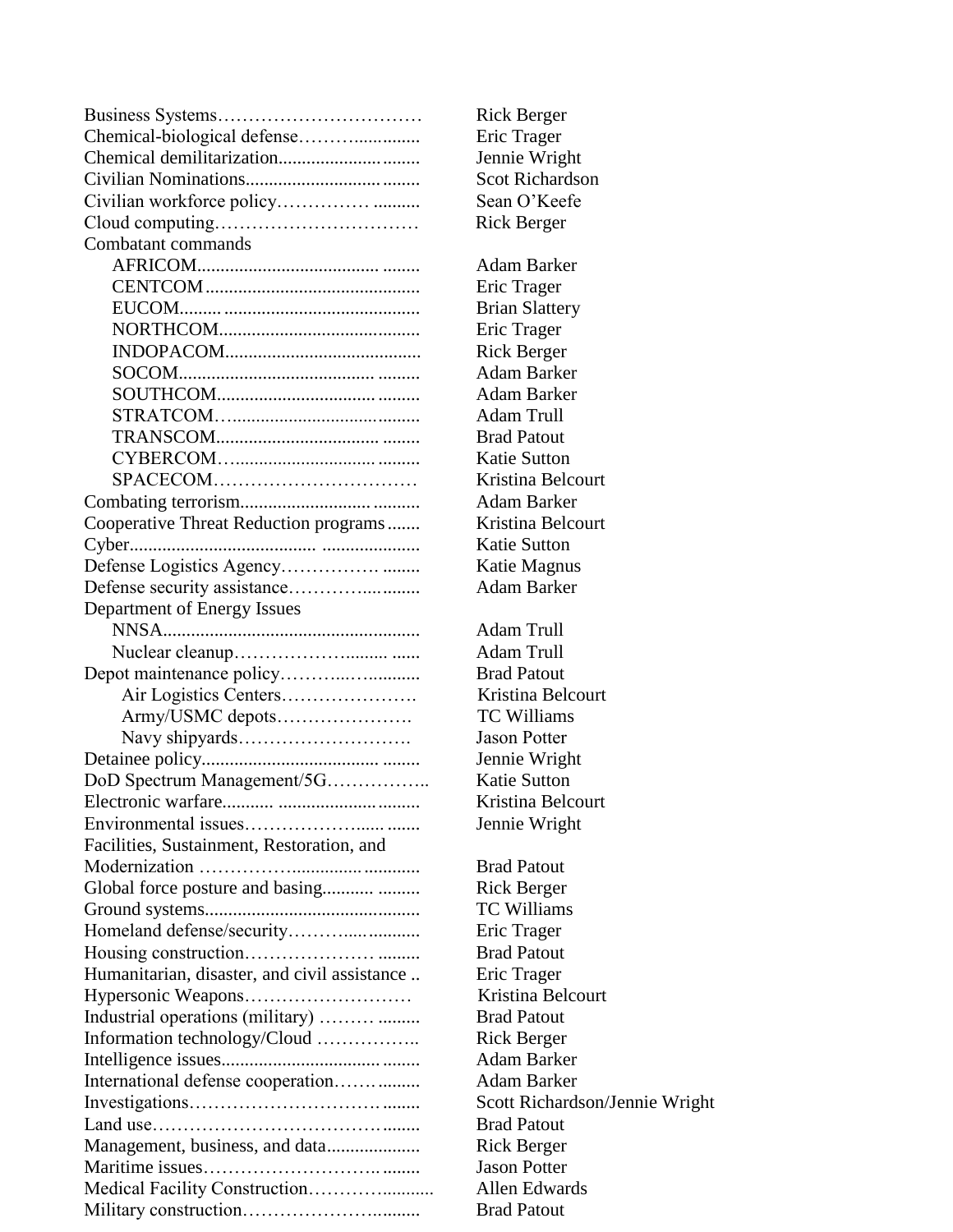| Issue | Staff |
|---|---|
| Business Systems | Rick Berger |
| Chemical-biological defense | Eric Trager |
| Chemical demilitarization | Jennie Wright |
| Civilian Nominations | Scot Richardson |
| Civilian workforce policy | Sean O'Keefe |
| Cloud computing | Rick Berger |
| Combatant commands | |
| AFRICOM | Adam Barker |
| CENTCOM | Eric Trager |
| EUCOM | Brian Slattery |
| NORTHCOM | Eric Trager |
| INDOPACOM | Rick Berger |
| SOCOM | Adam Barker |
| SOUTHCOM | Adam Barker |
| STRATCOM | Adam Trull |
| TRANSCOM | Brad Patout |
| CYBERCOM | Katie Sutton |
| SPACECOM | Kristina Belcourt |
| Combating terrorism | Adam Barker |
| Cooperative Threat Reduction programs | Kristina Belcourt |
| Cyber | Katie Sutton |
| Defense Logistics Agency | Katie Magnus |
| Defense security assistance | Adam Barker |
| Department of Energy Issues | |
| NNSA | Adam Trull |
| Nuclear cleanup | Adam Trull |
| Depot maintenance policy | Brad Patout |
| Air Logistics Centers | Kristina Belcourt |
| Army/USMC depots | TC Williams |
| Navy shipyards | Jason Potter |
| Detainee policy | Jennie Wright |
| DoD Spectrum Management/5G | Katie Sutton |
| Electronic warfare | Kristina Belcourt |
| Environmental issues | Jennie Wright |
| Facilities, Sustainment, Restoration, and Modernization | Brad Patout |
| Global force posture and basing | Rick Berger |
| Ground systems | TC Williams |
| Homeland defense/security | Eric Trager |
| Housing construction | Brad Patout |
| Humanitarian, disaster, and civil assistance | Eric Trager |
| Hypersonic Weapons | Kristina Belcourt |
| Industrial operations (military) | Brad Patout |
| Information technology/Cloud | Rick Berger |
| Intelligence issues | Adam Barker |
| International defense cooperation | Adam Barker |
| Investigations | Scott Richardson/Jennie Wright |
| Land use | Brad Patout |
| Management, business, and data | Rick Berger |
| Maritime issues | Jason Potter |
| Medical Facility Construction | Allen Edwards |
| Military construction | Brad Patout |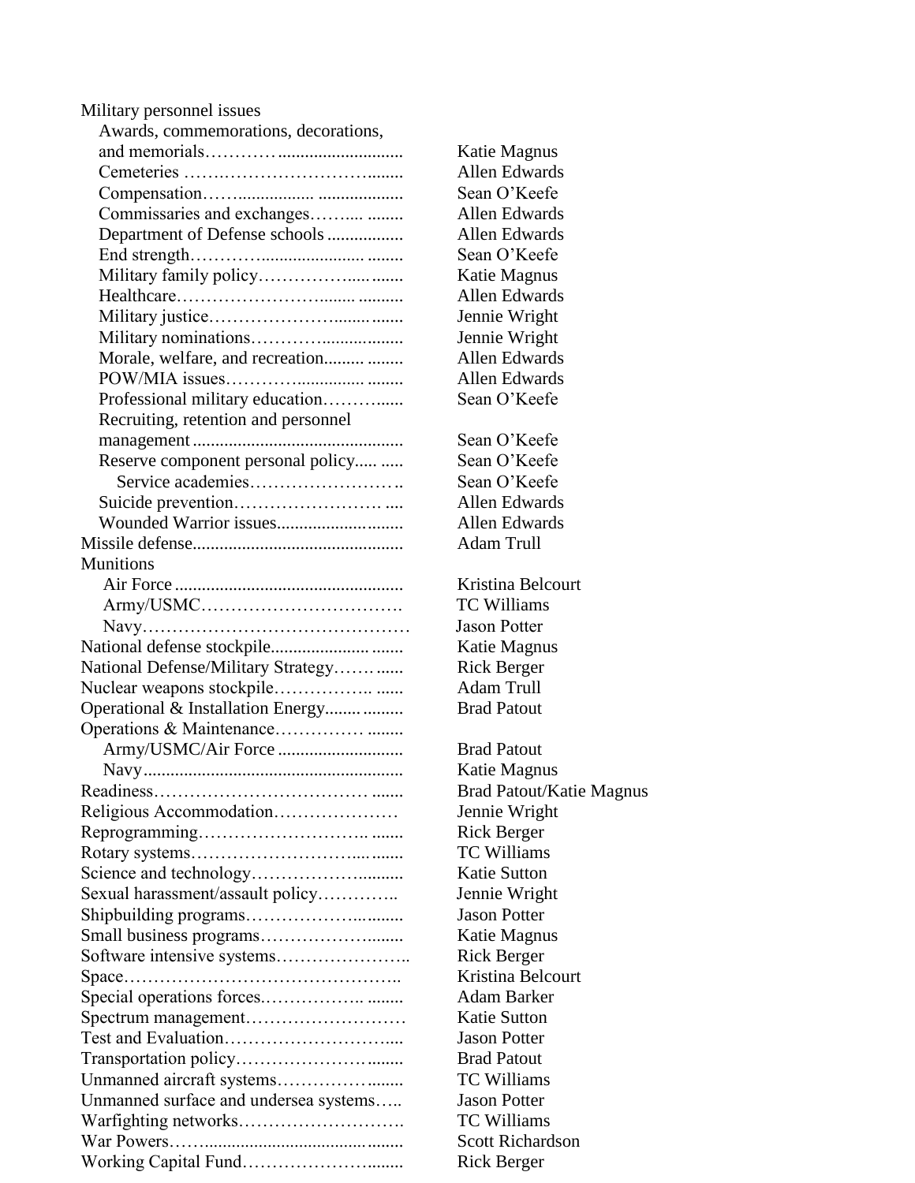| | |
|---|---|
| Military personnel issues | |
| Awards, commemorations, decorations, and memorials | Katie Magnus |
| Cemeteries | Allen Edwards |
| Compensation | Sean O'Keefe |
| Commissaries and exchanges | Allen Edwards |
| Department of Defense schools | Allen Edwards |
| End strength | Sean O'Keefe |
| Military family policy | Katie Magnus |
| Healthcare | Allen Edwards |
| Military justice | Jennie Wright |
| Military nominations | Jennie Wright |
| Morale, welfare, and recreation | Allen Edwards |
| POW/MIA issues | Allen Edwards |
| Professional military education | Sean O'Keefe |
| Recruiting, retention and personnel management | Sean O'Keefe |
| Reserve component personal policy | Sean O'Keefe |
| Service academies | Sean O'Keefe |
| Suicide prevention | Allen Edwards |
| Wounded Warrior issues | Allen Edwards |
| Missile defense | Adam Trull |
| Munitions | |
| Air Force | Kristina Belcourt |
| Army/USMC | TC Williams |
| Navy | Jason Potter |
| National defense stockpile | Katie Magnus |
| National Defense/Military Strategy | Rick Berger |
| Nuclear weapons stockpile | Adam Trull |
| Operational & Installation Energy | Brad Patout |
| Operations & Maintenance | |
| Army/USMC/Air Force | Brad Patout |
| Navy | Katie Magnus |
| Readiness | Brad Patout/Katie Magnus |
| Religious Accommodation | Jennie Wright |
| Reprogramming | Rick Berger |
| Rotary systems | TC Williams |
| Science and technology | Katie Sutton |
| Sexual harassment/assault policy | Jennie Wright |
| Shipbuilding programs | Jason Potter |
| Small business programs | Katie Magnus |
| Software intensive systems | Rick Berger |
| Space | Kristina Belcourt |
| Special operations forces | Adam Barker |
| Spectrum management | Katie Sutton |
| Test and Evaluation | Jason Potter |
| Transportation policy | Brad Patout |
| Unmanned aircraft systems | TC Williams |
| Unmanned surface and undersea systems | Jason Potter |
| Warfighting networks | TC Williams |
| War Powers | Scott Richardson |
| Working Capital Fund | Rick Berger |